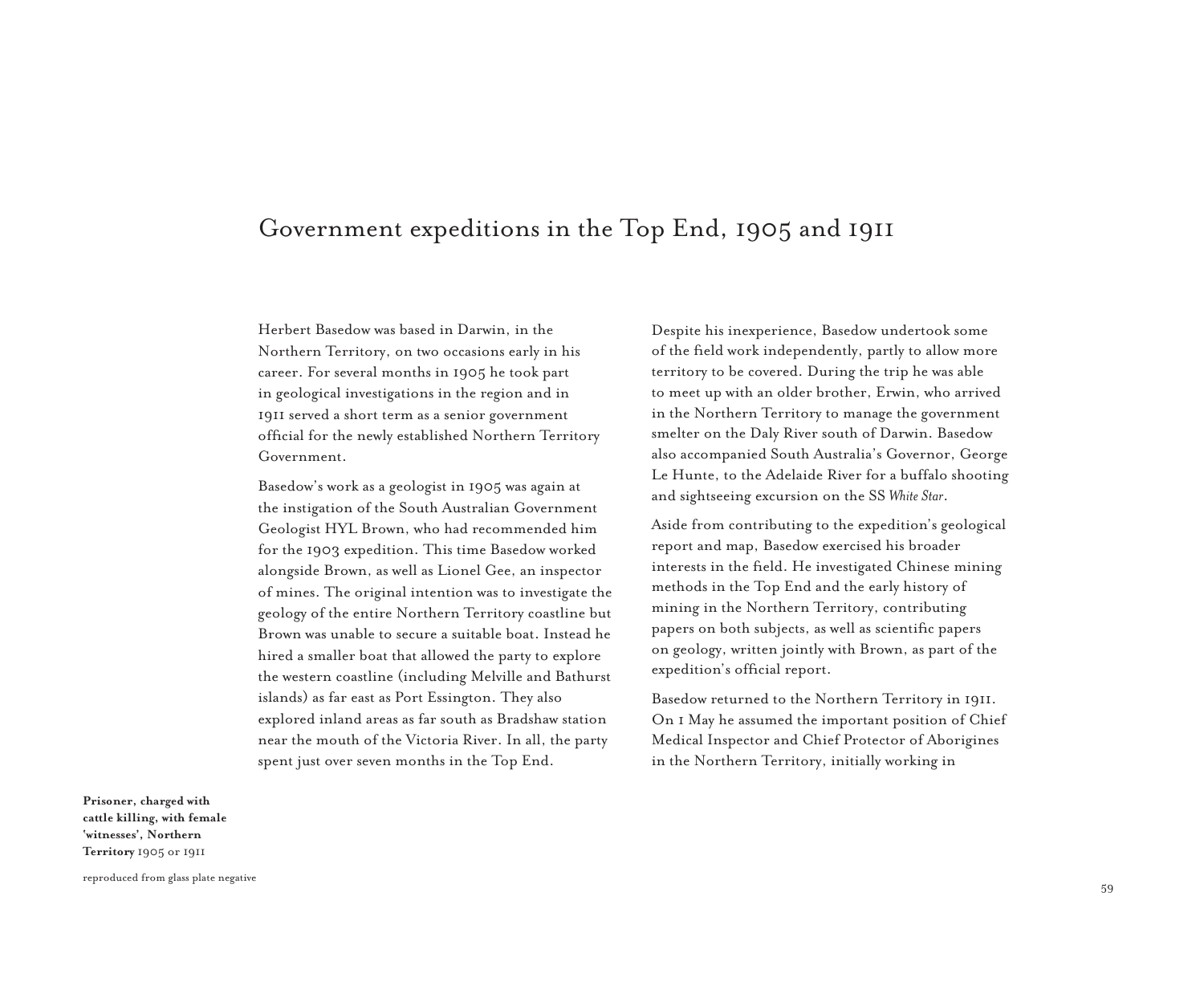# Government expeditions in the Top End, 1905 and 1911

Herbert Basedow was based in Darwin, in the Northern Territory, on two occasions early in his career. For several months in 1905 he took part in geological investigations in the region and in 1911 served a short term as a senior government official for the newly established Northern Territory Government.

Basedow's work as a geologist in 1905 was again at the instigation of the South Australian Government Geologist HYL Brown, who had recommended him for the 1903 expedition. This time Basedow worked alongside Brown, as well as Lionel Gee, an inspector of mines. The original intention was to investigate the geology of the entire Northern Territory coastline but Brown was unable to secure a suitable boat. Instead he hired a smaller boat that allowed the party to explore the western coastline (including Melville and Bathurst islands) as far east as Port Essington. They also explored inland areas as far south as Bradshaw station near the mouth of the Victoria River. In all, the party spent just over seven months in the Top End.

Despite his inexperience, Basedow undertook some of the field work independently, partly to allow more territory to be covered. During the trip he was able to meet up with an older brother, Erwin, who arrived in the Northern Territory to manage the government smelter on the Daly River south of Darwin. Basedow also accompanied South Australia's Governor, George Le Hunte, to the Adelaide River for a buffalo shooting and sightseeing excursion on the SS *White Star*.

Aside from contributing to the expedition's geological report and map, Basedow exercised his broader interests in the field. He investigated Chinese mining methods in the Top End and the early history of mining in the Northern Territory, contributing papers on both subjects, as well as scientific papers on geology, written jointly with Brown, as part of the expedition's official report.

Basedow returned to the Northern Territory in 1911. On 1 May he assumed the important position of Chief Medical Inspector and Chief Protector of Aborigines in the Northern Territory, initially working in

**Prisoner, charged with cattle killing, with female 'witnesses', Northern Territory** 1905 or 1911

reproduced from glass plate negative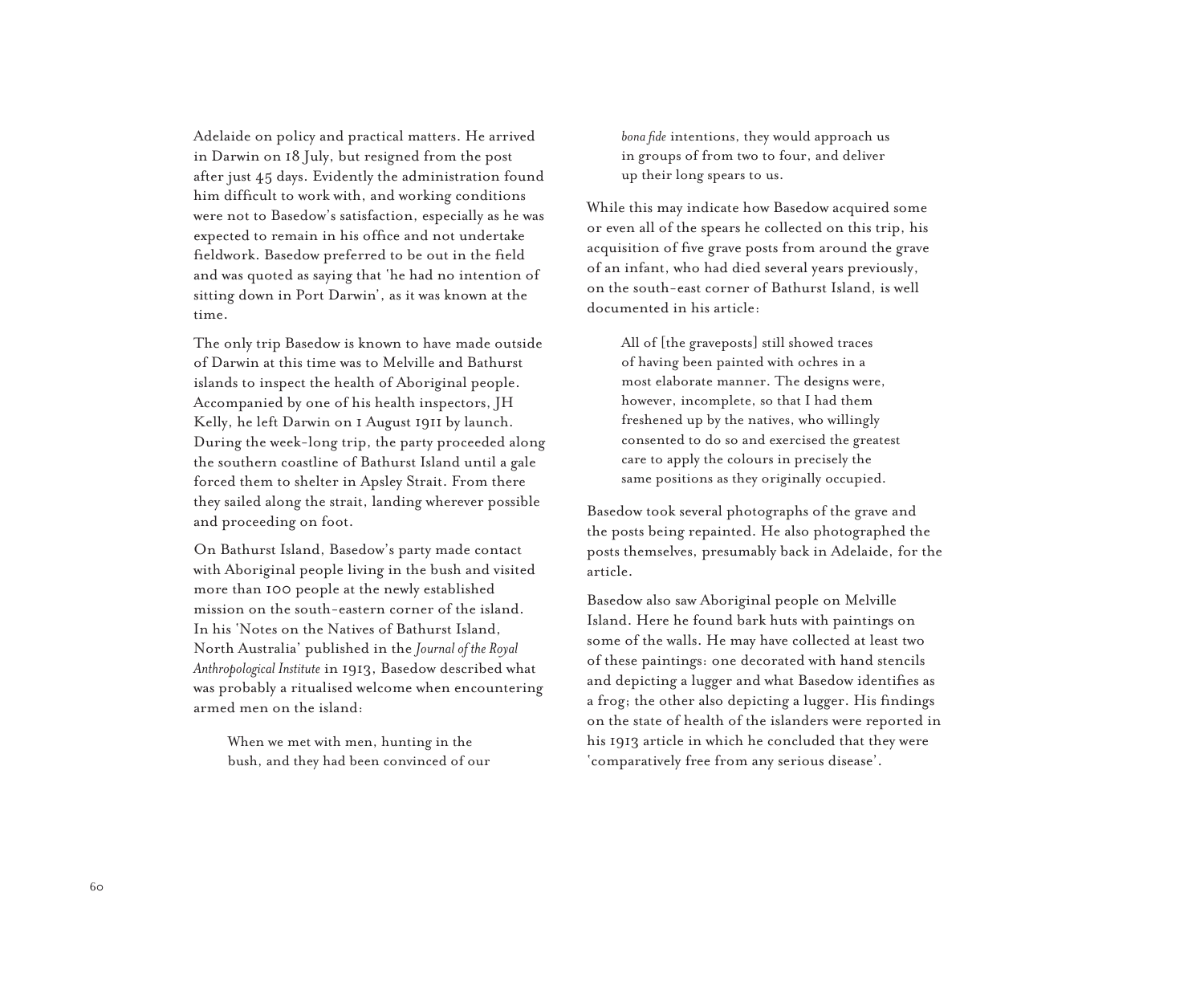Adelaide on policy and practical matters. He arrived in Darwin on 18 July, but resigned from the post after just 45 days. Evidently the administration found him difficult to work with, and working conditions were not to Basedow's satisfaction, especially as he was expected to remain in his office and not undertake fieldwork. Basedow preferred to be out in the field and was quoted as saying that 'he had no intention of sitting down in Port Darwin', as it was known at the time.

The only trip Basedow is known to have made outside of Darwin at this time was to Melville and Bathurst islands to inspect the health of Aboriginal people. Accompanied by one of his health inspectors, JH Kelly, he left Darwin on 1 August 1911 by launch. During the week-long trip, the party proceeded along the southern coastline of Bathurst Island until a gale forced them to shelter in Apsley Strait. From there they sailed along the strait, landing wherever possible and proceeding on foot.

On Bathurst Island, Basedow's party made contact with Aboriginal people living in the bush and visited more than 100 people at the newly established mission on the south-eastern corner of the island. In his 'Notes on the Natives of Bathurst Island, North Australia' published in the *Journal of the Royal Anthropological Institute* in 1913, Basedow described what was probably a ritualised welcome when encountering armed men on the island:

> When we met with men, hunting in the bush, and they had been convinced of our *bona fide* intentions, they would approach us in groups of from two to four, and deliver up their long spears to us.

While this may indicate how Basedow acquired some or even all of the spears he collected on this trip, his acquisition of five grave posts from around the grave of an infant, who had died several years previously, on the south-east corner of Bathurst Island, is well documented in his article:

> All of [the graveposts] still showed traces of having been painted with ochres in a most elaborate manner. The designs were, however, incomplete, so that I had them freshened up by the natives, who willingly consented to do so and exercised the greatest care to apply the colours in precisely the same positions as they originally occupied.

Basedow took several photographs of the grave and the posts being repainted. He also photographed the posts themselves, presumably back in Adelaide, for the article.

Basedow also saw Aboriginal people on Melville Island. Here he found bark huts with paintings on some of the walls. He may have collected at least two of these paintings: one decorated with hand stencils and depicting a lugger and what Basedow identifies as a frog; the other also depicting a lugger. His findings on the state of health of the islanders were reported in his 1913 article in which he concluded that they were 'comparatively free from any serious disease'.